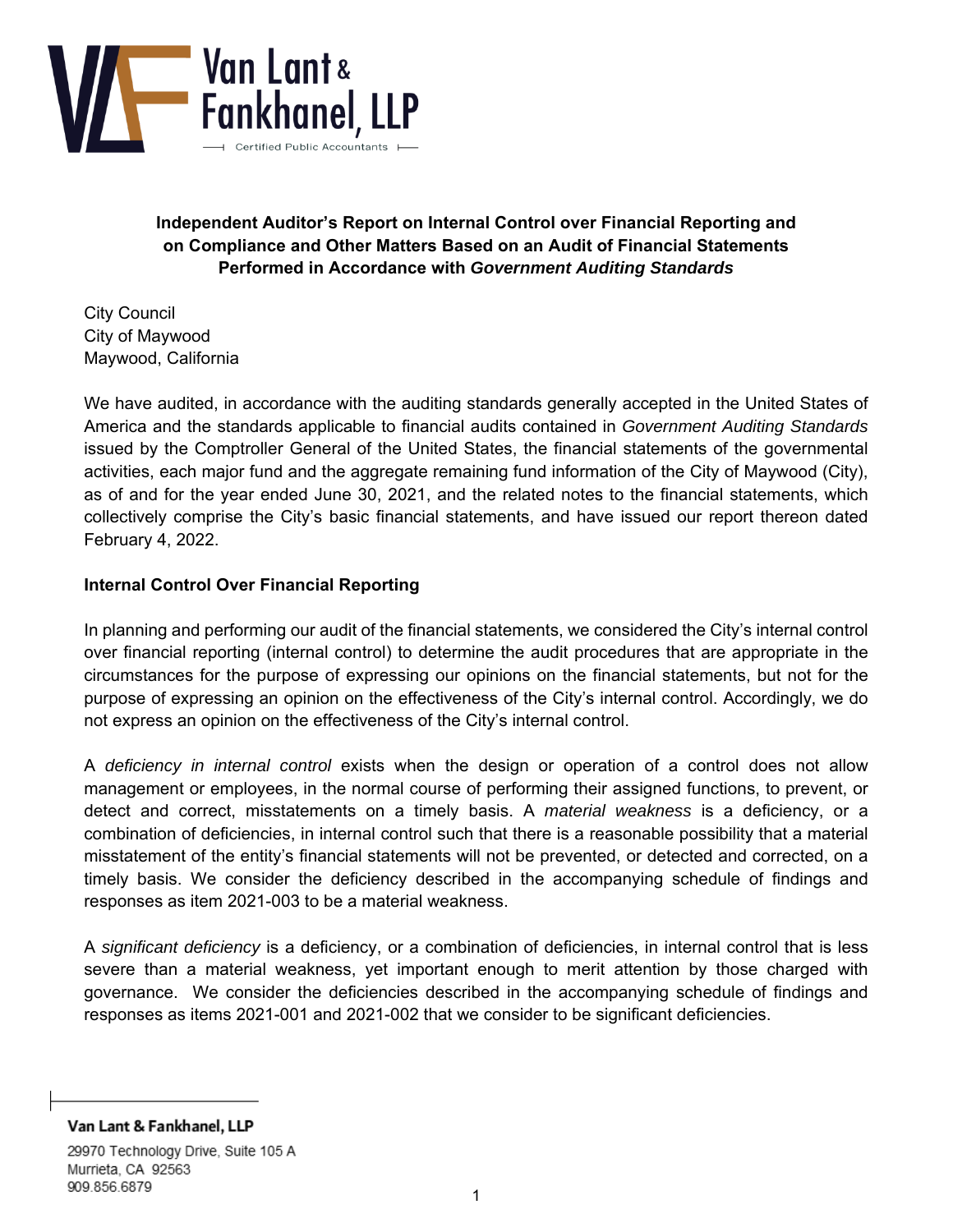Van Lant & Fankhanel, LLP
Certified Public Accountants

**Independent Auditor's Report on Internal Control over Financial Reporting and on Compliance and Other Matters Based on an Audit of Financial Statements Performed in Accordance with *Government Auditing Standards***

City Council
City of Maywood
Maywood, California

We have audited, in accordance with the auditing standards generally accepted in the United States of America and the standards applicable to financial audits contained in *Government Auditing Standards* issued by the Comptroller General of the United States, the financial statements of the governmental activities, each major fund and the aggregate remaining fund information of the City of Maywood (City), as of and for the year ended June 30, 2021, and the related notes to the financial statements, which collectively comprise the City's basic financial statements, and have issued our report thereon dated February 4, 2022.

**Internal Control Over Financial Reporting**

In planning and performing our audit of the financial statements, we considered the City's internal control over financial reporting (internal control) to determine the audit procedures that are appropriate in the circumstances for the purpose of expressing our opinions on the financial statements, but not for the purpose of expressing an opinion on the effectiveness of the City's internal control. Accordingly, we do not express an opinion on the effectiveness of the City's internal control.

A *deficiency in internal control* exists when the design or operation of a control does not allow management or employees, in the normal course of performing their assigned functions, to prevent, or detect and correct, misstatements on a timely basis. A *material weakness* is a deficiency, or a combination of deficiencies, in internal control such that there is a reasonable possibility that a material misstatement of the entity's financial statements will not be prevented, or detected and corrected, on a timely basis. We consider the deficiency described in the accompanying schedule of findings and responses as item 2021-003 to be a material weakness.

A *significant deficiency* is a deficiency, or a combination of deficiencies, in internal control that is less severe than a material weakness, yet important enough to merit attention by those charged with governance. We consider the deficiencies described in the accompanying schedule of findings and responses as items 2021-001 and 2021-002 that we consider to be significant deficiencies.

**Van Lant & Fankhanel, LLP**
29970 Technology Drive, Suite 105 A
Murrieta, CA 92563
909.856.6879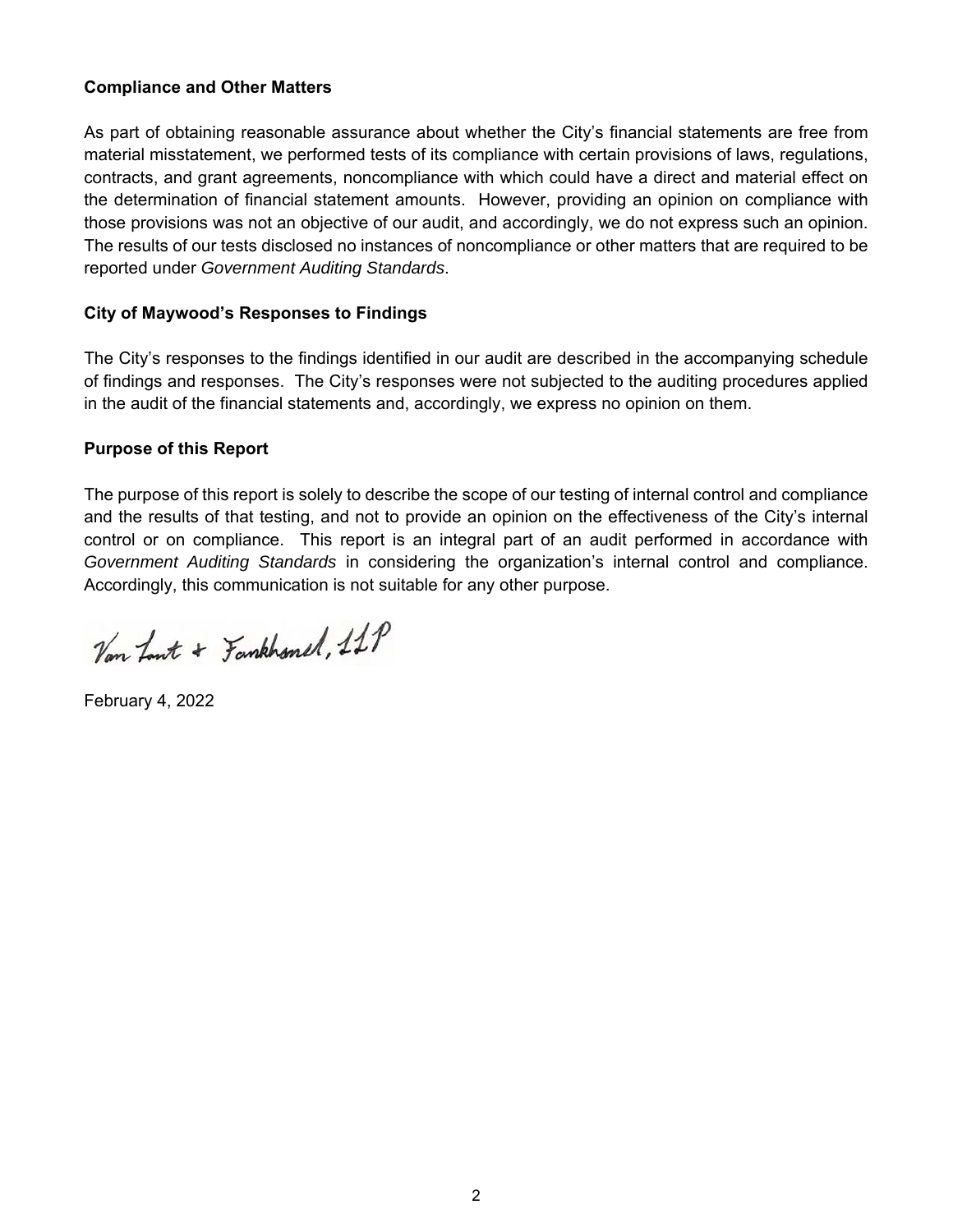**Compliance and Other Matters**

As part of obtaining reasonable assurance about whether the City's financial statements are free from material misstatement, we performed tests of its compliance with certain provisions of laws, regulations, contracts, and grant agreements, noncompliance with which could have a direct and material effect on the determination of financial statement amounts. However, providing an opinion on compliance with those provisions was not an objective of our audit, and accordingly, we do not express such an opinion. The results of our tests disclosed no instances of noncompliance or other matters that are required to be reported under *Government Auditing Standards*.

**City of Maywood's Responses to Findings**

The City's responses to the findings identified in our audit are described in the accompanying schedule of findings and responses. The City's responses were not subjected to the auditing procedures applied in the audit of the financial statements and, accordingly, we express no opinion on them.

**Purpose of this Report**

The purpose of this report is solely to describe the scope of our testing of internal control and compliance and the results of that testing, and not to provide an opinion on the effectiveness of the City's internal control or on compliance. This report is an integral part of an audit performed in accordance with *Government Auditing Standards* in considering the organization's internal control and compliance. Accordingly, this communication is not suitable for any other purpose.

Van Lant & Fankhanel, LLP

February 4, 2022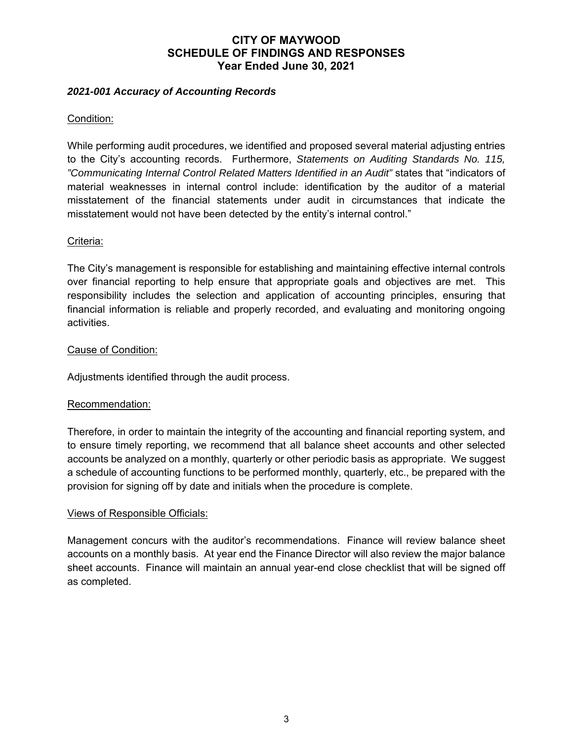# CITY OF MAYWOOD
## SCHEDULE OF FINDINGS AND RESPONSES
### Year Ended June 30, 2021

***2021-001 Accuracy of Accounting Records***

Condition:

While performing audit procedures, we identified and proposed several material adjusting entries to the City's accounting records. Furthermore, *Statements on Auditing Standards No. 115, "Communicating Internal Control Related Matters Identified in an Audit"* states that "indicators of material weaknesses in internal control include: identification by the auditor of a material misstatement of the financial statements under audit in circumstances that indicate the misstatement would not have been detected by the entity's internal control."

Criteria:

The City's management is responsible for establishing and maintaining effective internal controls over financial reporting to help ensure that appropriate goals and objectives are met. This responsibility includes the selection and application of accounting principles, ensuring that financial information is reliable and properly recorded, and evaluating and monitoring ongoing activities.

Cause of Condition:

Adjustments identified through the audit process.

Recommendation:

Therefore, in order to maintain the integrity of the accounting and financial reporting system, and to ensure timely reporting, we recommend that all balance sheet accounts and other selected accounts be analyzed on a monthly, quarterly or other periodic basis as appropriate. We suggest a schedule of accounting functions to be performed monthly, quarterly, etc., be prepared with the provision for signing off by date and initials when the procedure is complete.

Views of Responsible Officials:

Management concurs with the auditor's recommendations. Finance will review balance sheet accounts on a monthly basis. At year end the Finance Director will also review the major balance sheet accounts. Finance will maintain an annual year-end close checklist that will be signed off as completed.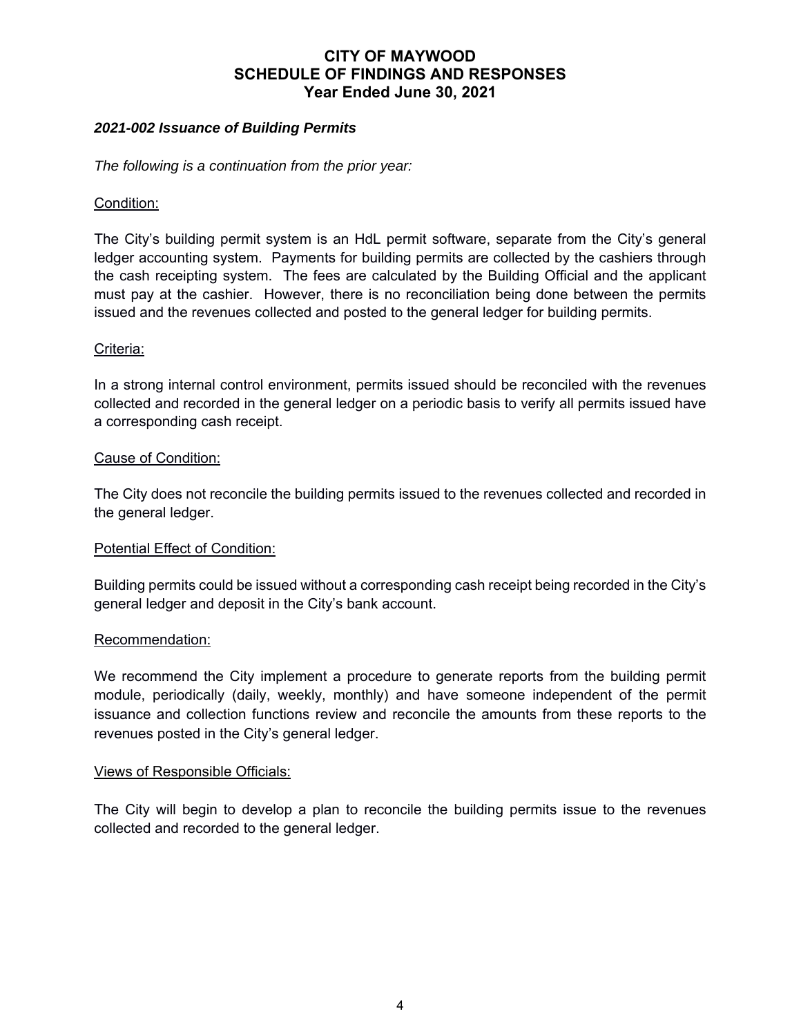# CITY OF MAYWOOD
# SCHEDULE OF FINDINGS AND RESPONSES
# Year Ended June 30, 2021

### *2021-002 Issuance of Building Permits*

*The following is a continuation from the prior year:*

Condition:

The City's building permit system is an HdL permit software, separate from the City's general ledger accounting system. Payments for building permits are collected by the cashiers through the cash receipting system. The fees are calculated by the Building Official and the applicant must pay at the cashier. However, there is no reconciliation being done between the permits issued and the revenues collected and posted to the general ledger for building permits.

Criteria:

In a strong internal control environment, permits issued should be reconciled with the revenues collected and recorded in the general ledger on a periodic basis to verify all permits issued have a corresponding cash receipt.

Cause of Condition:

The City does not reconcile the building permits issued to the revenues collected and recorded in the general ledger.

Potential Effect of Condition:

Building permits could be issued without a corresponding cash receipt being recorded in the City's general ledger and deposit in the City's bank account.

Recommendation:

We recommend the City implement a procedure to generate reports from the building permit module, periodically (daily, weekly, monthly) and have someone independent of the permit issuance and collection functions review and reconcile the amounts from these reports to the revenues posted in the City's general ledger.

Views of Responsible Officials:

The City will begin to develop a plan to reconcile the building permits issue to the revenues collected and recorded to the general ledger.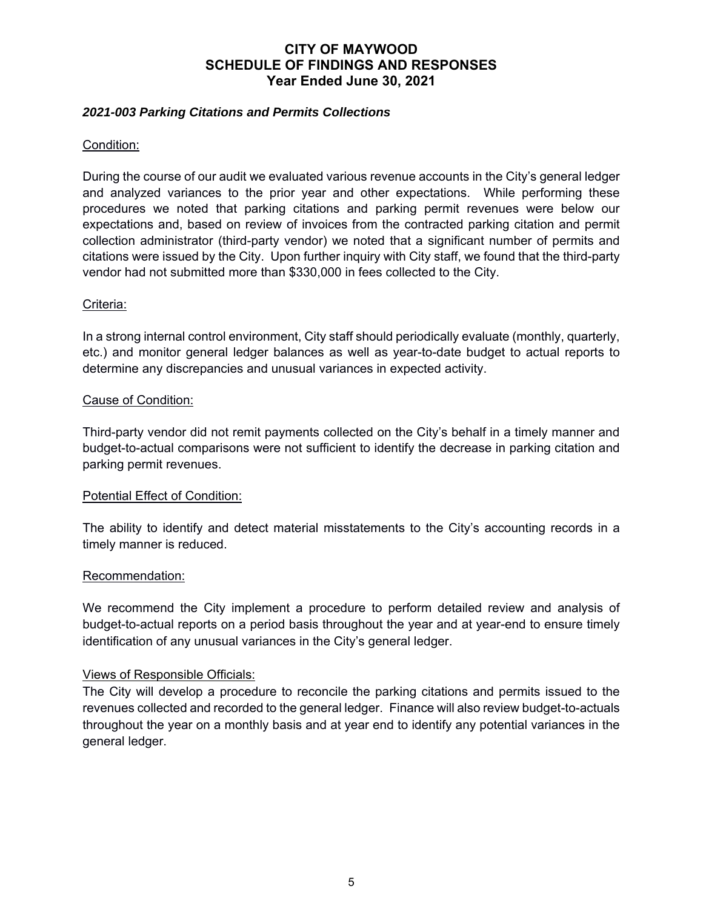# CITY OF MAYWOOD
# SCHEDULE OF FINDINGS AND RESPONSES
# Year Ended June 30, 2021

### *2021-003 Parking Citations and Permits Collections*

Condition:

During the course of our audit we evaluated various revenue accounts in the City's general ledger and analyzed variances to the prior year and other expectations. While performing these procedures we noted that parking citations and parking permit revenues were below our expectations and, based on review of invoices from the contracted parking citation and permit collection administrator (third-party vendor) we noted that a significant number of permits and citations were issued by the City. Upon further inquiry with City staff, we found that the third-party vendor had not submitted more than $330,000 in fees collected to the City.

Criteria:

In a strong internal control environment, City staff should periodically evaluate (monthly, quarterly, etc.) and monitor general ledger balances as well as year-to-date budget to actual reports to determine any discrepancies and unusual variances in expected activity.

Cause of Condition:

Third-party vendor did not remit payments collected on the City's behalf in a timely manner and budget-to-actual comparisons were not sufficient to identify the decrease in parking citation and parking permit revenues.

Potential Effect of Condition:

The ability to identify and detect material misstatements to the City's accounting records in a timely manner is reduced.

Recommendation:

We recommend the City implement a procedure to perform detailed review and analysis of budget-to-actual reports on a period basis throughout the year and at year-end to ensure timely identification of any unusual variances in the City's general ledger.

Views of Responsible Officials:

The City will develop a procedure to reconcile the parking citations and permits issued to the revenues collected and recorded to the general ledger. Finance will also review budget-to-actuals throughout the year on a monthly basis and at year end to identify any potential variances in the general ledger.